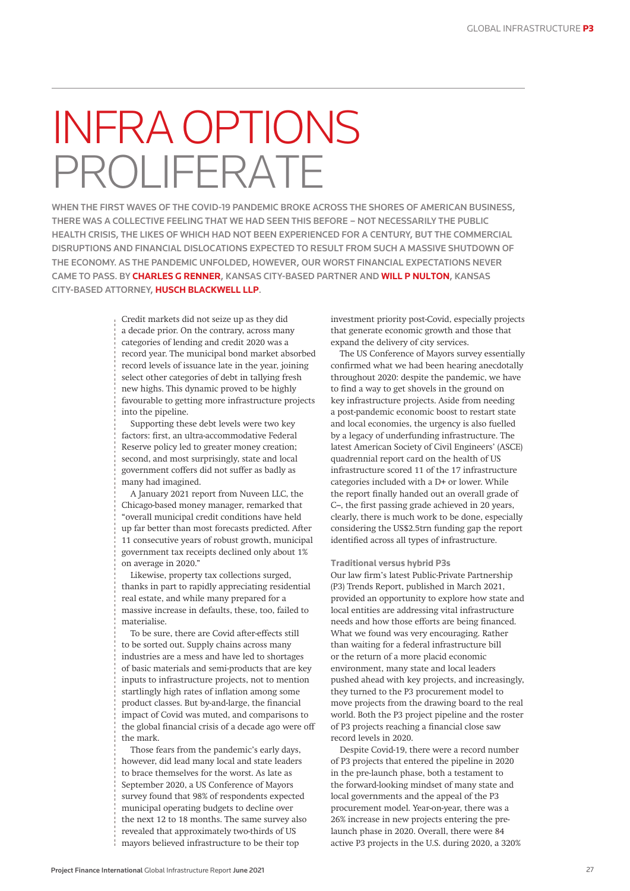# INFRA OPTIONS PROLIFERATE

**WHEN THE FIRST WAVES OF THE COVID-19 PANDEMIC BROKE ACROSS THE SHORES OF AMERICAN BUSINESS, THERE WAS A COLLECTIVE FEELING THAT WE HAD SEEN THIS BEFORE – NOT NECESSARILY THE PUBLIC HEALTH CRISIS, THE LIKES OF WHICH HAD NOT BEEN EXPERIENCED FOR A CENTURY, BUT THE COMMERCIAL DISRUPTIONS AND FINANCIAL DISLOCATIONS EXPECTED TO RESULT FROM SUCH A MASSIVE SHUTDOWN OF THE ECONOMY. AS THE PANDEMIC UNFOLDED, HOWEVER, OUR WORST FINANCIAL EXPECTATIONS NEVER CAME TO PASS. BY CHARLES G RENNER, KANSAS CITY-BASED PARTNER AND WILL P NULTON, KANSAS CITY-BASED ATTORNEY, HUSCH BLACKWELL LLP.**

Credit markets did not seize up as they did a decade prior. On the contrary, across many categories of lending and credit 2020 was a record year. The municipal bond market absorbed record levels of issuance late in the year, joining select other categories of debt in tallying fresh new highs. This dynamic proved to be highly favourable to getting more infrastructure projects into the pipeline.

Supporting these debt levels were two key factors: first, an ultra-accommodative Federal Reserve policy led to greater money creation; second, and most surprisingly, state and local government coffers did not suffer as badly as many had imagined.

A January 2021 report from Nuveen LLC, the Chicago-based money manager, remarked that "overall municipal credit conditions have held up far better than most forecasts predicted. After 11 consecutive years of robust growth, municipal government tax receipts declined only about 1% on average in 2020."

Likewise, property tax collections surged, thanks in part to rapidly appreciating residential real estate, and while many prepared for a massive increase in defaults, these, too, failed to materialise.

To be sure, there are Covid after-effects still to be sorted out. Supply chains across many industries are a mess and have led to shortages of basic materials and semi-products that are key inputs to infrastructure projects, not to mention startlingly high rates of inflation among some product classes. But by-and-large, the financial impact of Covid was muted, and comparisons to the global financial crisis of a decade ago were off the mark.

Those fears from the pandemic's early days, however, did lead many local and state leaders to brace themselves for the worst. As late as September 2020, a US Conference of Mayors survey found that 98% of respondents expected municipal operating budgets to decline over the next 12 to 18 months. The same survey also revealed that approximately two-thirds of US mayors believed infrastructure to be their top investment priority post-Covid, especially projects that generate economic growth and those that expand the delivery of city services.

The US Conference of Mayors survey essentially confirmed what we had been hearing anecdotally throughout 2020: despite the pandemic, we have to find a way to get shovels in the ground on key infrastructure projects. Aside from needing a post-pandemic economic boost to restart state and local economies, the urgency is also fuelled by a legacy of underfunding infrastructure. The latest American Society of Civil Engineers' (ASCE) quadrennial report card on the health of US infrastructure scored 11 of the 17 infrastructure categories included with a D+ or lower. While the report finally handed out an overall grade of C–, the first passing grade achieved in 20 years, clearly, there is much work to be done, especially considering the US$2.5trn funding gap the report identified across all types of infrastructure.

### Traditional versus hybrid P3s

Our law firm's latest Public-Private Partnership (P3) Trends Report, published in March 2021, provided an opportunity to explore how state and local entities are addressing vital infrastructure needs and how those efforts are being financed. What we found was very encouraging. Rather than waiting for a federal infrastructure bill or the return of a more placid economic environment, many state and local leaders pushed ahead with key projects, and increasingly, they turned to the P3 procurement model to move projects from the drawing board to the real world. Both the P3 project pipeline and the roster of P3 projects reaching a financial close saw record levels in 2020.

Despite Covid-19, there were a record number of P3 projects that entered the pipeline in 2020 in the pre-launch phase, both a testament to the forward-looking mindset of many state and local governments and the appeal of the P3 procurement model. Year-on-year, there was a 26% increase in new projects entering the pre-launch phase in 2020. Overall, there were 84 active P3 projects in the U.S. during 2020, a 320%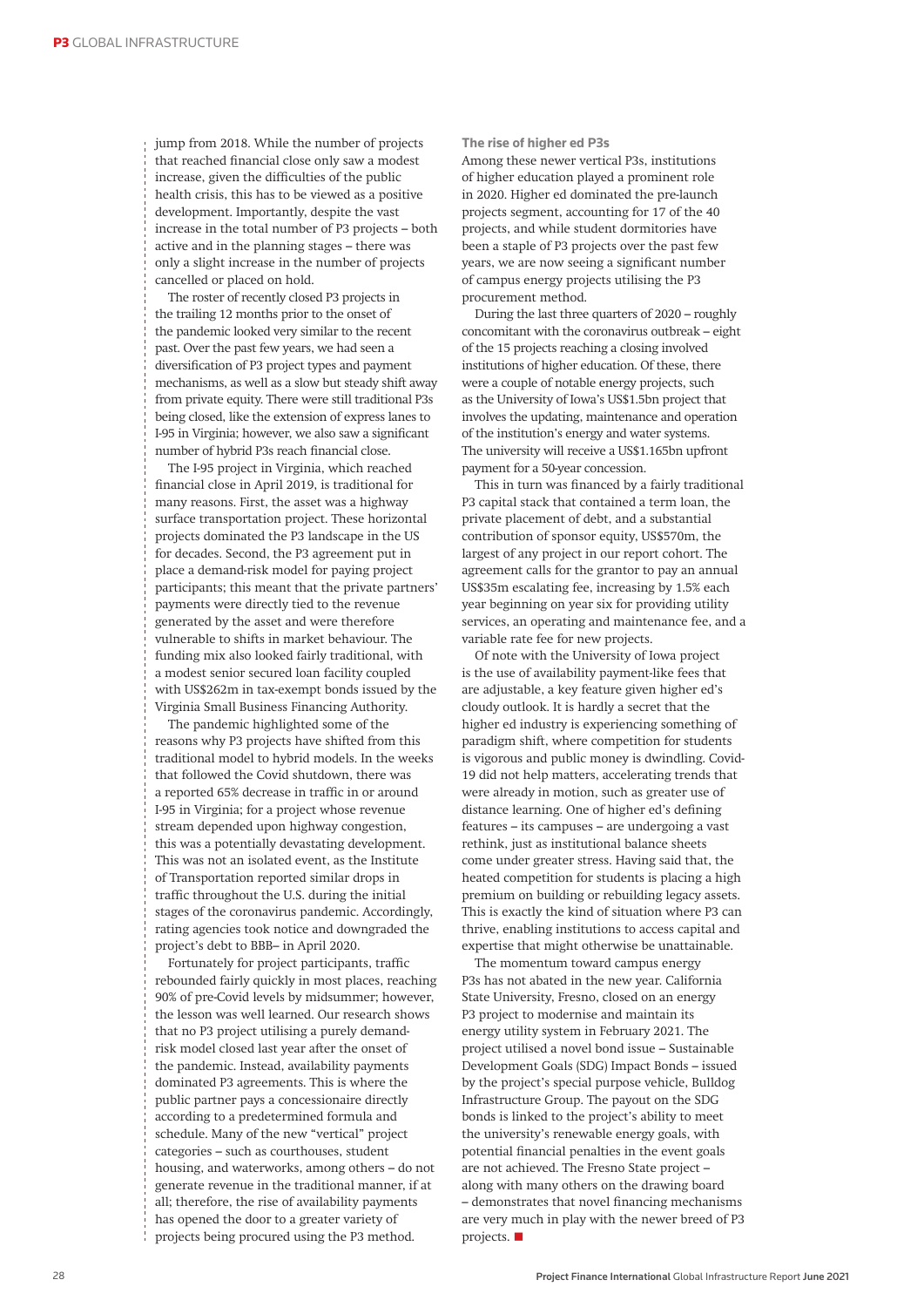jump from 2018. While the number of projects that reached financial close only saw a modest increase, given the difficulties of the public health crisis, this has to be viewed as a positive development. Importantly, despite the vast increase in the total number of P3 projects – both active and in the planning stages – there was only a slight increase in the number of projects cancelled or placed on hold.

The roster of recently closed P3 projects in the trailing 12 months prior to the onset of the pandemic looked very similar to the recent past. Over the past few years, we had seen a diversification of P3 project types and payment mechanisms, as well as a slow but steady shift away from private equity. There were still traditional P3s being closed, like the extension of express lanes to I-95 in Virginia; however, we also saw a significant number of hybrid P3s reach financial close.

The I-95 project in Virginia, which reached financial close in April 2019, is traditional for many reasons. First, the asset was a highway surface transportation project. These horizontal projects dominated the P3 landscape in the US for decades. Second, the P3 agreement put in place a demand-risk model for paying project participants; this meant that the private partners' payments were directly tied to the revenue generated by the asset and were therefore vulnerable to shifts in market behaviour. The funding mix also looked fairly traditional, with a modest senior secured loan facility coupled with US$262m in tax-exempt bonds issued by the Virginia Small Business Financing Authority.

The pandemic highlighted some of the reasons why P3 projects have shifted from this traditional model to hybrid models. In the weeks that followed the Covid shutdown, there was a reported 65% decrease in traffic in or around I-95 in Virginia; for a project whose revenue stream depended upon highway congestion, this was a potentially devastating development. This was not an isolated event, as the Institute of Transportation reported similar drops in traffic throughout the U.S. during the initial stages of the coronavirus pandemic. Accordingly, rating agencies took notice and downgraded the project's debt to BBB– in April 2020.

Fortunately for project participants, traffic rebounded fairly quickly in most places, reaching 90% of pre-Covid levels by midsummer; however, the lesson was well learned. Our research shows that no P3 project utilising a purely demand-risk model closed last year after the onset of the pandemic. Instead, availability payments dominated P3 agreements. This is where the public partner pays a concessionaire directly according to a predetermined formula and schedule. Many of the new "vertical" project categories – such as courthouses, student housing, and waterworks, among others – do not generate revenue in the traditional manner, if at all; therefore, the rise of availability payments has opened the door to a greater variety of projects being procured using the P3 method.

### The rise of higher ed P3s

Among these newer vertical P3s, institutions of higher education played a prominent role in 2020. Higher ed dominated the pre-launch projects segment, accounting for 17 of the 40 projects, and while student dormitories have been a staple of P3 projects over the past few years, we are now seeing a significant number of campus energy projects utilising the P3 procurement method.

During the last three quarters of 2020 – roughly concomitant with the coronavirus outbreak – eight of the 15 projects reaching a closing involved institutions of higher education. Of these, there were a couple of notable energy projects, such as the University of Iowa's US$1.5bn project that involves the updating, maintenance and operation of the institution's energy and water systems. The university will receive a US$1.165bn upfront payment for a 50-year concession.

This in turn was financed by a fairly traditional P3 capital stack that contained a term loan, the private placement of debt, and a substantial contribution of sponsor equity, US$570m, the largest of any project in our report cohort. The agreement calls for the grantor to pay an annual US$35m escalating fee, increasing by 1.5% each year beginning on year six for providing utility services, an operating and maintenance fee, and a variable rate fee for new projects.

Of note with the University of Iowa project is the use of availability payment-like fees that are adjustable, a key feature given higher ed's cloudy outlook. It is hardly a secret that the higher ed industry is experiencing something of paradigm shift, where competition for students is vigorous and public money is dwindling. Covid-19 did not help matters, accelerating trends that were already in motion, such as greater use of distance learning. One of higher ed's defining features – its campuses – are undergoing a vast rethink, just as institutional balance sheets come under greater stress. Having said that, the heated competition for students is placing a high premium on building or rebuilding legacy assets. This is exactly the kind of situation where P3 can thrive, enabling institutions to access capital and expertise that might otherwise be unattainable.

The momentum toward campus energy P3s has not abated in the new year. California State University, Fresno, closed on an energy P3 project to modernise and maintain its energy utility system in February 2021. The project utilised a novel bond issue – Sustainable Development Goals (SDG) Impact Bonds – issued by the project's special purpose vehicle, Bulldog Infrastructure Group. The payout on the SDG bonds is linked to the project's ability to meet the university's renewable energy goals, with potential financial penalties in the event goals are not achieved. The Fresno State project – along with many others on the drawing board – demonstrates that novel financing mechanisms are very much in play with the newer breed of P3 projects. ■